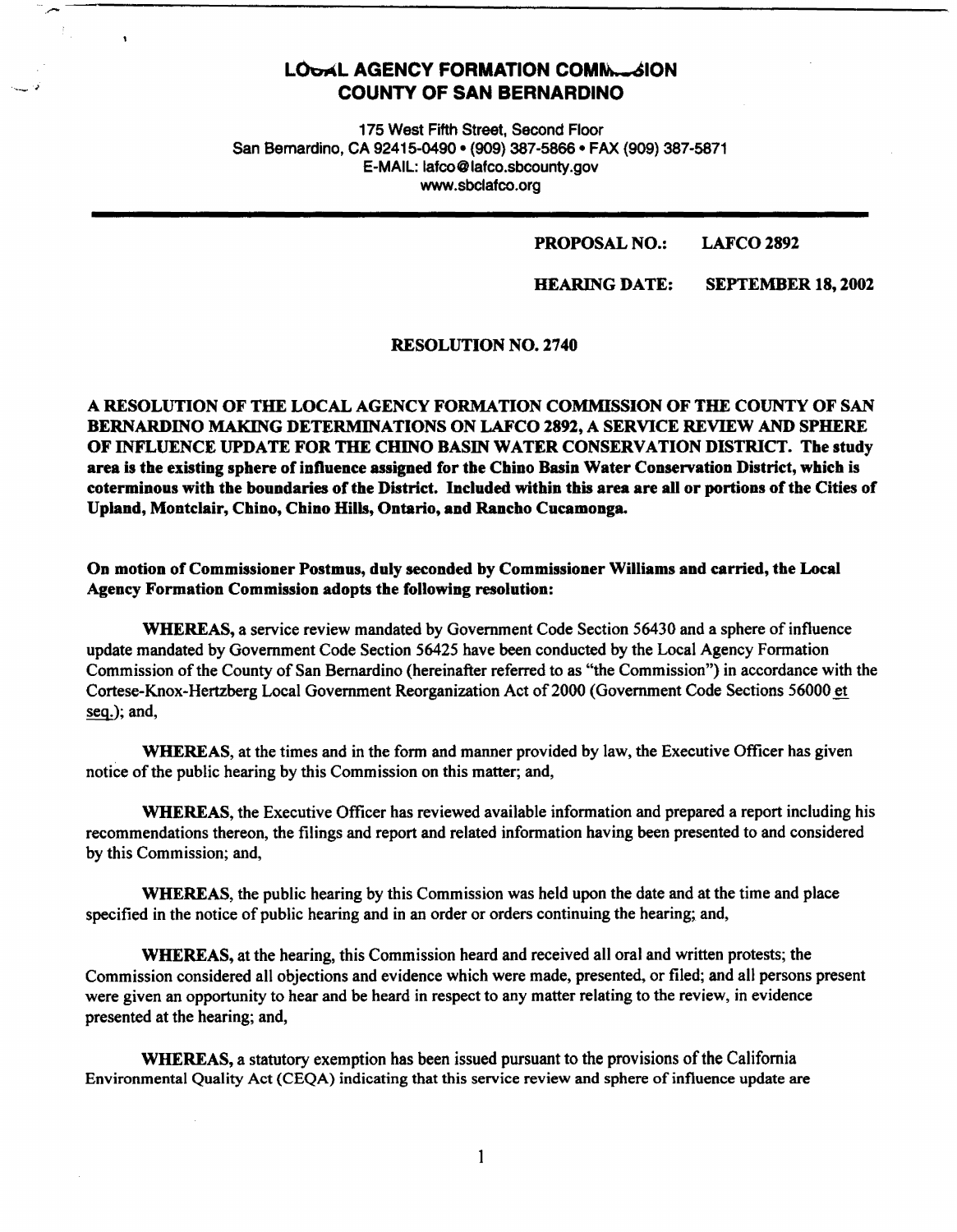# LOCAL AGENCY FORMATION COMMISSION
# COUNTY OF SAN BERNARDINO

175 West Fifth Street, Second Floor
San Bernardino, CA 92415-0490 • (909) 387-5866 • FAX (909) 387-5871
E-MAIL: lafco@lafco.sbcounty.gov
www.sbclafco.org

**PROPOSAL NO.: LAFCO 2892**

**HEARING DATE: SEPTEMBER 18, 2002**

**RESOLUTION NO. 2740**

**A RESOLUTION OF THE LOCAL AGENCY FORMATION COMMISSION OF THE COUNTY OF SAN BERNARDINO MAKING DETERMINATIONS ON LAFCO 2892, A SERVICE REVIEW AND SPHERE OF INFLUENCE UPDATE FOR THE CHINO BASIN WATER CONSERVATION DISTRICT. The study area is the existing sphere of influence assigned for the Chino Basin Water Conservation District, which is coterminous with the boundaries of the District. Included within this area are all or portions of the Cities of Upland, Montclair, Chino, Chino Hills, Ontario, and Rancho Cucamonga.**

**On motion of Commissioner Postmus, duly seconded by Commissioner Williams and carried, the Local Agency Formation Commission adopts the following resolution:**

**WHEREAS,** a service review mandated by Government Code Section 56430 and a sphere of influence update mandated by Government Code Section 56425 have been conducted by the Local Agency Formation Commission of the County of San Bernardino (hereinafter referred to as "the Commission") in accordance with the Cortese-Knox-Hertzberg Local Government Reorganization Act of 2000 (Government Code Sections 56000 et seq.); and,

**WHEREAS,** at the times and in the form and manner provided by law, the Executive Officer has given notice of the public hearing by this Commission on this matter; and,

**WHEREAS,** the Executive Officer has reviewed available information and prepared a report including his recommendations thereon, the filings and report and related information having been presented to and considered by this Commission; and,

**WHEREAS,** the public hearing by this Commission was held upon the date and at the time and place specified in the notice of public hearing and in an order or orders continuing the hearing; and,

**WHEREAS,** at the hearing, this Commission heard and received all oral and written protests; the Commission considered all objections and evidence which were made, presented, or filed; and all persons present were given an opportunity to hear and be heard in respect to any matter relating to the review, in evidence presented at the hearing; and,

**WHEREAS,** a statutory exemption has been issued pursuant to the provisions of the California Environmental Quality Act (CEQA) indicating that this service review and sphere of influence update are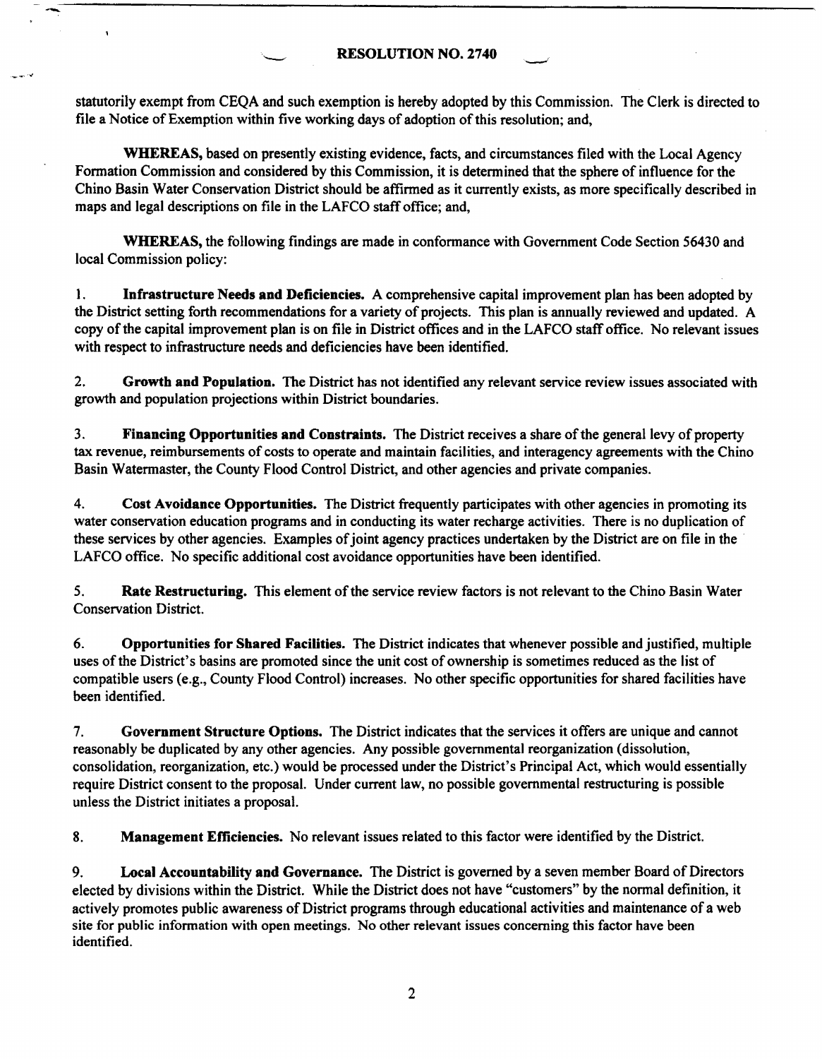statutorily exempt from CEQA and such exemption is hereby adopted by this Commission. The Clerk is directed to file a Notice of Exemption within five working days of adoption of this resolution; and,

**WHEREAS,** based on presently existing evidence, facts, and circumstances filed with the Local Agency Formation Commission and considered by this Commission, it is determined that the sphere of influence for the Chino Basin Water Conservation District should be affirmed as it currently exists, as more specifically described in maps and legal descriptions on file in the LAFCO staff office; and,

**WHEREAS,** the following findings are made in conformance with Government Code Section 56430 and local Commission policy:

1. **Infrastructure Needs and Deficiencies.** A comprehensive capital improvement plan has been adopted by the District setting forth recommendations for a variety of projects. This plan is annually reviewed and updated. A copy of the capital improvement plan is on file in District offices and in the LAFCO staff office. No relevant issues with respect to infrastructure needs and deficiencies have been identified.

2. **Growth and Population.** The District has not identified any relevant service review issues associated with growth and population projections within District boundaries.

3. **Financing Opportunities and Constraints.** The District receives a share of the general levy of property tax revenue, reimbursements of costs to operate and maintain facilities, and interagency agreements with the Chino Basin Watermaster, the County Flood Control District, and other agencies and private companies.

4. **Cost Avoidance Opportunities.** The District frequently participates with other agencies in promoting its water conservation education programs and in conducting its water recharge activities. There is no duplication of these services by other agencies. Examples of joint agency practices undertaken by the District are on file in the LAFCO office. No specific additional cost avoidance opportunities have been identified.

5. **Rate Restructuring.** This element of the service review factors is not relevant to the Chino Basin Water Conservation District.

6. **Opportunities for Shared Facilities.** The District indicates that whenever possible and justified, multiple uses of the District's basins are promoted since the unit cost of ownership is sometimes reduced as the list of compatible users (e.g., County Flood Control) increases. No other specific opportunities for shared facilities have been identified.

7. **Government Structure Options.** The District indicates that the services it offers are unique and cannot reasonably be duplicated by any other agencies. Any possible governmental reorganization (dissolution, consolidation, reorganization, etc.) would be processed under the District's Principal Act, which would essentially require District consent to the proposal. Under current law, no possible governmental restructuring is possible unless the District initiates a proposal.

8. **Management Efficiencies.** No relevant issues related to this factor were identified by the District.

9. **Local Accountability and Governance.** The District is governed by a seven member Board of Directors elected by divisions within the District. While the District does not have "customers" by the normal definition, it actively promotes public awareness of District programs through educational activities and maintenance of a web site for public information with open meetings. No other relevant issues concerning this factor have been identified.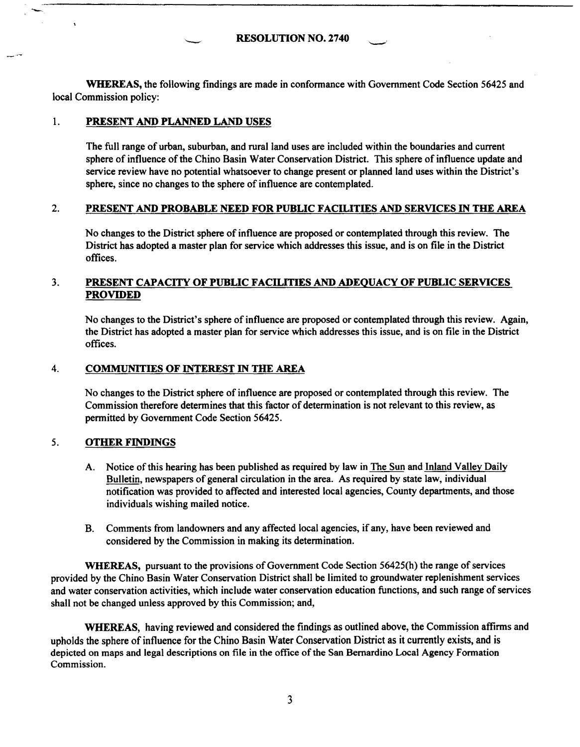# RESOLUTION NO. 2740

**WHEREAS,** the following findings are made in conformance with Government Code Section 56425 and local Commission policy:

1. **PRESENT AND PLANNED LAND USES**

   The full range of urban, suburban, and rural land uses are included within the boundaries and current sphere of influence of the Chino Basin Water Conservation District. This sphere of influence update and service review have no potential whatsoever to change present or planned land uses within the District's sphere, since no changes to the sphere of influence are contemplated.

2. **PRESENT AND PROBABLE NEED FOR PUBLIC FACILITIES AND SERVICES IN THE AREA**

   No changes to the District sphere of influence are proposed or contemplated through this review. The District has adopted a master plan for service which addresses this issue, and is on file in the District offices.

3. **PRESENT CAPACITY OF PUBLIC FACILITIES AND ADEQUACY OF PUBLIC SERVICES PROVIDED**

   No changes to the District's sphere of influence are proposed or contemplated through this review. Again, the District has adopted a master plan for service which addresses this issue, and is on file in the District offices.

4. **COMMUNITIES OF INTEREST IN THE AREA**

   No changes to the District sphere of influence are proposed or contemplated through this review. The Commission therefore determines that this factor of determination is not relevant to this review, as permitted by Government Code Section 56425.

5. **OTHER FINDINGS**

   A. Notice of this hearing has been published as required by law in The Sun and Inland Valley Daily Bulletin, newspapers of general circulation in the area. As required by state law, individual notification was provided to affected and interested local agencies, County departments, and those individuals wishing mailed notice.

   B. Comments from landowners and any affected local agencies, if any, have been reviewed and considered by the Commission in making its determination.

**WHEREAS,** pursuant to the provisions of Government Code Section 56425(h) the range of services provided by the Chino Basin Water Conservation District shall be limited to groundwater replenishment services and water conservation activities, which include water conservation education functions, and such range of services shall not be changed unless approved by this Commission; and,

**WHEREAS,** having reviewed and considered the findings as outlined above, the Commission affirms and upholds the sphere of influence for the Chino Basin Water Conservation District as it currently exists, and is depicted on maps and legal descriptions on file in the office of the San Bernardino Local Agency Formation Commission.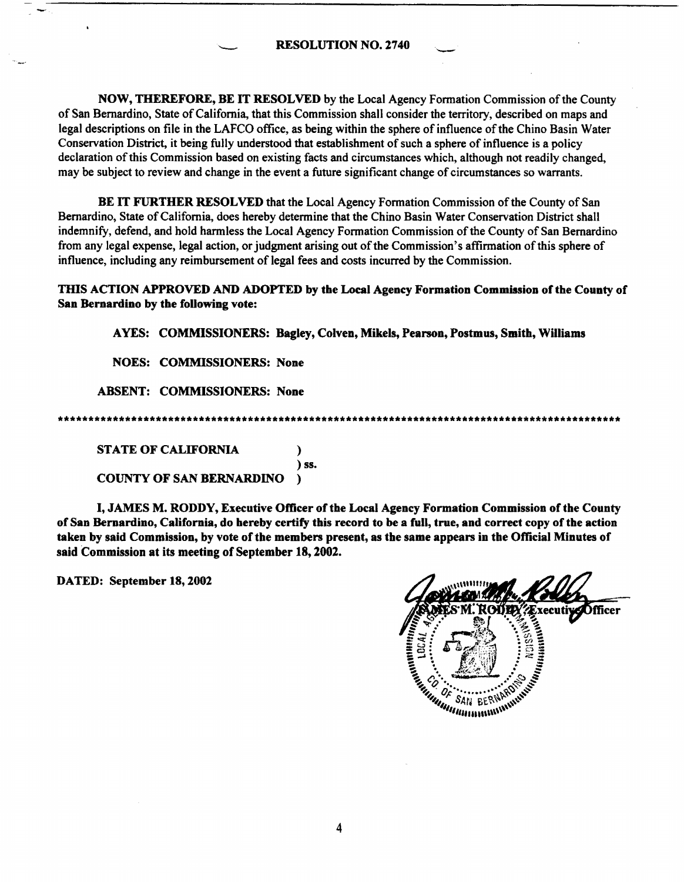**RESOLUTION NO. 2740**

**NOW, THEREFORE, BE IT RESOLVED** by the Local Agency Formation Commission of the County of San Bernardino, State of California, that this Commission shall consider the territory, described on maps and legal descriptions on file in the LAFCO office, as being within the sphere of influence of the Chino Basin Water Conservation District, it being fully understood that establishment of such a sphere of influence is a policy declaration of this Commission based on existing facts and circumstances which, although not readily changed, may be subject to review and change in the event a future significant change of circumstances so warrants.

**BE IT FURTHER RESOLVED** that the Local Agency Formation Commission of the County of San Bernardino, State of California, does hereby determine that the Chino Basin Water Conservation District shall indemnify, defend, and hold harmless the Local Agency Formation Commission of the County of San Bernardino from any legal expense, legal action, or judgment arising out of the Commission's affirmation of this sphere of influence, including any reimbursement of legal fees and costs incurred by the Commission.

**THIS ACTION APPROVED AND ADOPTED by the Local Agency Formation Commission of the County of San Bernardino by the following vote:**

**AYES: COMMISSIONERS: Bagley, Colven, Mikels, Pearson, Postmus, Smith, Williams**

**NOES: COMMISSIONERS: None**

**ABSENT: COMMISSIONERS: None**

****************************************************************************************************

**STATE OF CALIFORNIA )**
**) ss.**
**COUNTY OF SAN BERNARDINO )**

**I, JAMES M. RODDY, Executive Officer of the Local Agency Formation Commission of the County of San Bernardino, California, do hereby certify this record to be a full, true, and correct copy of the action taken by said Commission, by vote of the members present, as the same appears in the Official Minutes of said Commission at its meeting of September 18, 2002.**

**DATED: September 18, 2002**

JAMES M. RODDY, Executive Officer